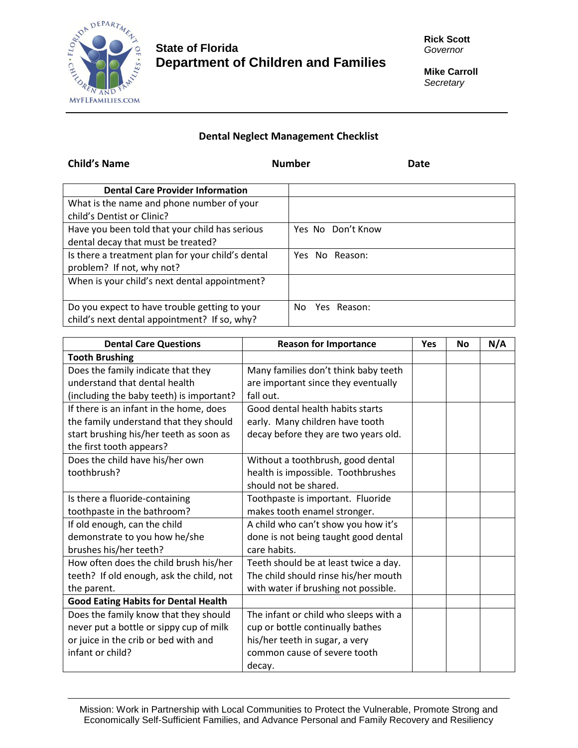**State of Florida**
**Department of Children and Families**

**Rick Scott**
*Governor*

**Mike Carroll**
*Secretary*

## Dental Neglect Management Checklist

**Child's Name** **Number** **Date**

| Dental Care Provider Information | |
|---|---|
| What is the name and phone number of your child's Dentist or Clinic? | |
| Have you been told that your child has serious dental decay that must be treated? | Yes No Don't Know |
| Is there a treatment plan for your child's dental problem? If not, why not? | Yes No Reason: |
| When is your child's next dental appointment? | |
| Do you expect to have trouble getting to your child's next dental appointment? If so, why? | No Yes Reason: |

| Dental Care Questions | Reason for Importance | Yes | No | N/A |
|---|---|---|---|---|
| **Tooth Brushing** | | | | |
| Does the family indicate that they understand that dental health (including the baby teeth) is important? | Many families don't think baby teeth are important since they eventually fall out. | | | |
| If there is an infant in the home, does the family understand that they should start brushing his/her teeth as soon as the first tooth appears? | Good dental health habits starts early. Many children have tooth decay before they are two years old. | | | |
| Does the child have his/her own toothbrush? | Without a toothbrush, good dental health is impossible. Toothbrushes should not be shared. | | | |
| Is there a fluoride-containing toothpaste in the bathroom? | Toothpaste is important. Fluoride makes tooth enamel stronger. | | | |
| If old enough, can the child demonstrate to you how he/she brushes his/her teeth? | A child who can't show you how it's done is not being taught good dental care habits. | | | |
| How often does the child brush his/her teeth? If old enough, ask the child, not the parent. | Teeth should be at least twice a day. The child should rinse his/her mouth with water if brushing not possible. | | | |
| **Good Eating Habits for Dental Health** | | | | |
| Does the family know that they should never put a bottle or sippy cup of milk or juice in the crib or bed with and infant or child? | The infant or child who sleeps with a cup or bottle continually bathes his/her teeth in sugar, a very common cause of severe tooth decay. | | | |

Mission: Work in Partnership with Local Communities to Protect the Vulnerable, Promote Strong and Economically Self-Sufficient Families, and Advance Personal and Family Recovery and Resiliency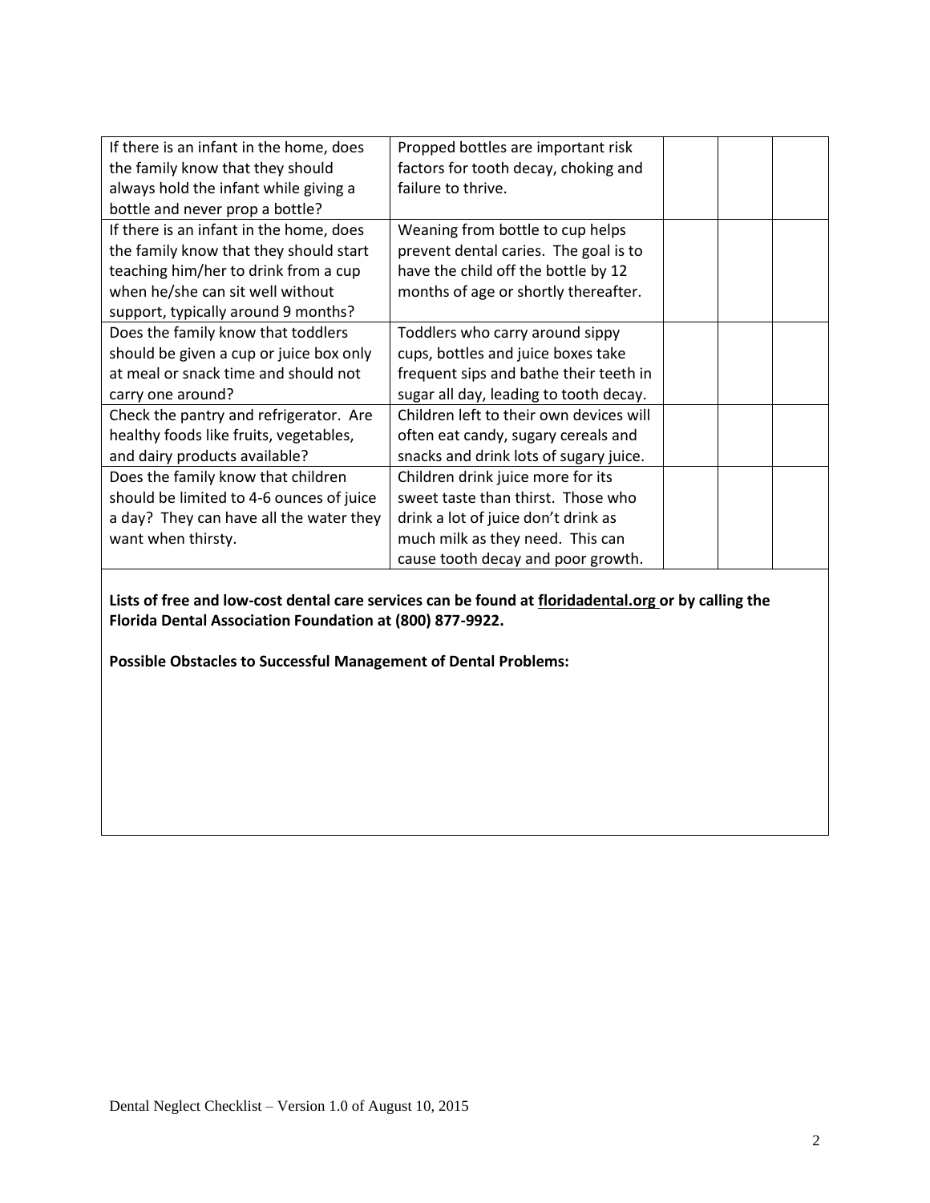| | | | | |
|---|---|---|---|---|
| If there is an infant in the home, does the family know that they should always hold the infant while giving a bottle and never prop a bottle? | Propped bottles are important risk factors for tooth decay, choking and failure to thrive. | | | |
| If there is an infant in the home, does the family know that they should start teaching him/her to drink from a cup when he/she can sit well without support, typically around 9 months? | Weaning from bottle to cup helps prevent dental caries. The goal is to have the child off the bottle by 12 months of age or shortly thereafter. | | | |
| Does the family know that toddlers should be given a cup or juice box only at meal or snack time and should not carry one around? | Toddlers who carry around sippy cups, bottles and juice boxes take frequent sips and bathe their teeth in sugar all day, leading to tooth decay. | | | |
| Check the pantry and refrigerator. Are healthy foods like fruits, vegetables, and dairy products available? | Children left to their own devices will often eat candy, sugary cereals and snacks and drink lots of sugary juice. | | | |
| Does the family know that children should be limited to 4-6 ounces of juice a day? They can have all the water they want when thirsty. | Children drink juice more for its sweet taste than thirst. Those who drink a lot of juice don't drink as much milk as they need. This can cause tooth decay and poor growth. | | | |

**Lists of free and low-cost dental care services can be found at floridadental.org or by calling the Florida Dental Association Foundation at (800) 877-9922.**

**Possible Obstacles to Successful Management of Dental Problems:**

Dental Neglect Checklist – Version 1.0 of August 10, 2015